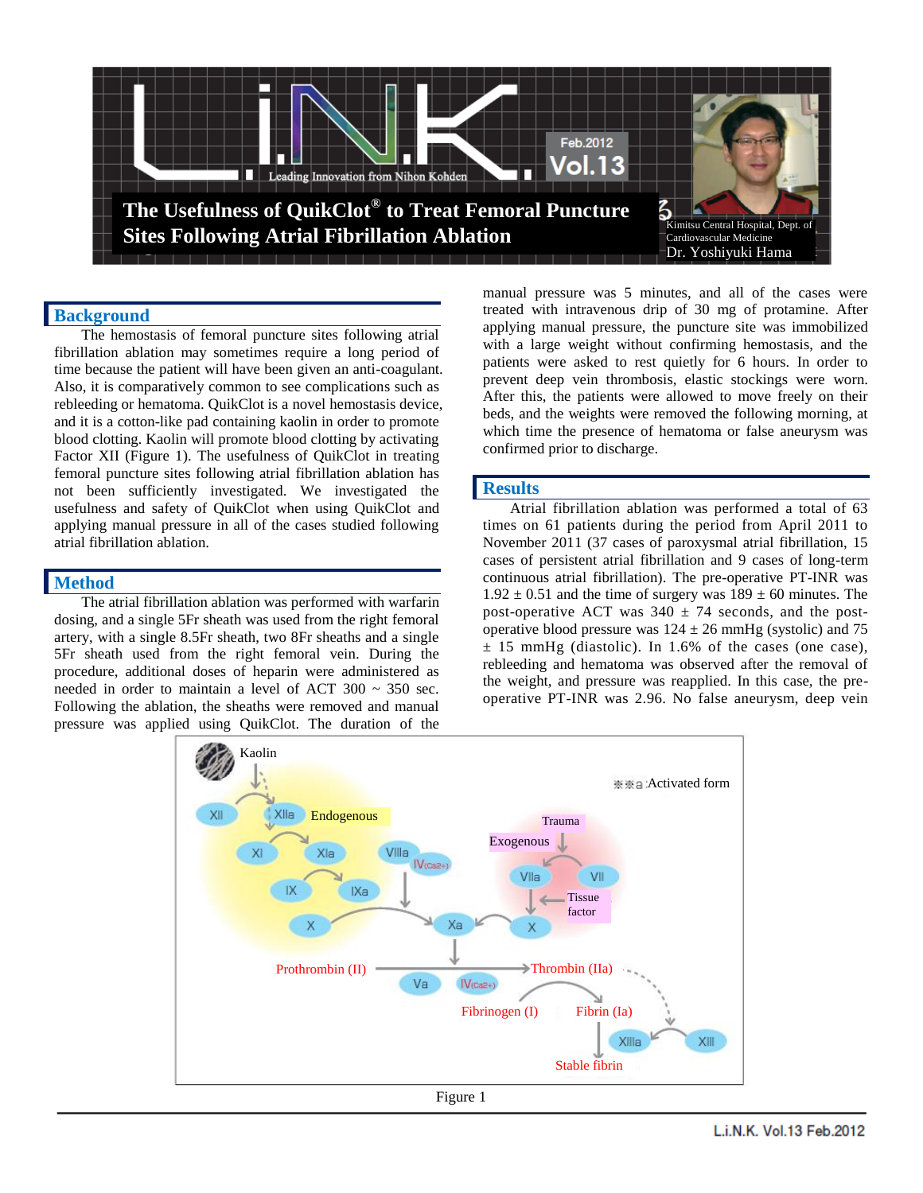# The Usefulness of QuikClot® to Treat Femoral Puncture Sites Following Atrial Fibrillation Ablation

Kimitsu Central Hospital, Dept. of Cardiovascular Medicine
Dr. Yoshiyuki Hama

## Background

The hemostasis of femoral puncture sites following atrial fibrillation ablation may sometimes require a long period of time because the patient will have been given an anti-coagulant. Also, it is comparatively common to see complications such as rebleeding or hematoma. QuikClot is a novel hemostasis device, and it is a cotton-like pad containing kaolin in order to promote blood clotting. Kaolin will promote blood clotting by activating Factor XII (Figure 1). The usefulness of QuikClot in treating femoral puncture sites following atrial fibrillation ablation has not been sufficiently investigated. We investigated the usefulness and safety of QuikClot when using QuikClot and applying manual pressure in all of the cases studied following atrial fibrillation ablation.

## Method

The atrial fibrillation ablation was performed with warfarin dosing, and a single 5Fr sheath was used from the right femoral artery, with a single 8.5Fr sheath, two 8Fr sheaths and a single 5Fr sheath used from the right femoral vein. During the procedure, additional doses of heparin were administered as needed in order to maintain a level of ACT 300 ~ 350 sec. Following the ablation, the sheaths were removed and manual pressure was applied using QuikClot. The duration of the manual pressure was 5 minutes, and all of the cases were treated with intravenous drip of 30 mg of protamine. After applying manual pressure, the puncture site was immobilized with a large weight without confirming hemostasis, and the patients were asked to rest quietly for 6 hours. In order to prevent deep vein thrombosis, elastic stockings were worn. After this, the patients were allowed to move freely on their beds, and the weights were removed the following morning, at which time the presence of hematoma or false aneurysm was confirmed prior to discharge.

## Results

Atrial fibrillation ablation was performed a total of 63 times on 61 patients during the period from April 2011 to November 2011 (37 cases of paroxysmal atrial fibrillation, 15 cases of persistent atrial fibrillation and 9 cases of long-term continuous atrial fibrillation). The pre-operative PT-INR was $1.92 \pm 0.51$ and the time of surgery was $189 \pm 60$ minutes. The post-operative ACT was $340 \pm 74$ seconds, and the post-operative blood pressure was $124 \pm 26$ mmHg (systolic) and $75 \pm 15$ mmHg (diastolic). In 1.6% of the cases (one case), rebleeding and hematoma was observed after the removal of the weight, and pressure was reapplied. In this case, the pre-operative PT-INR was 2.96. No false aneurysm, deep vein

Figure 1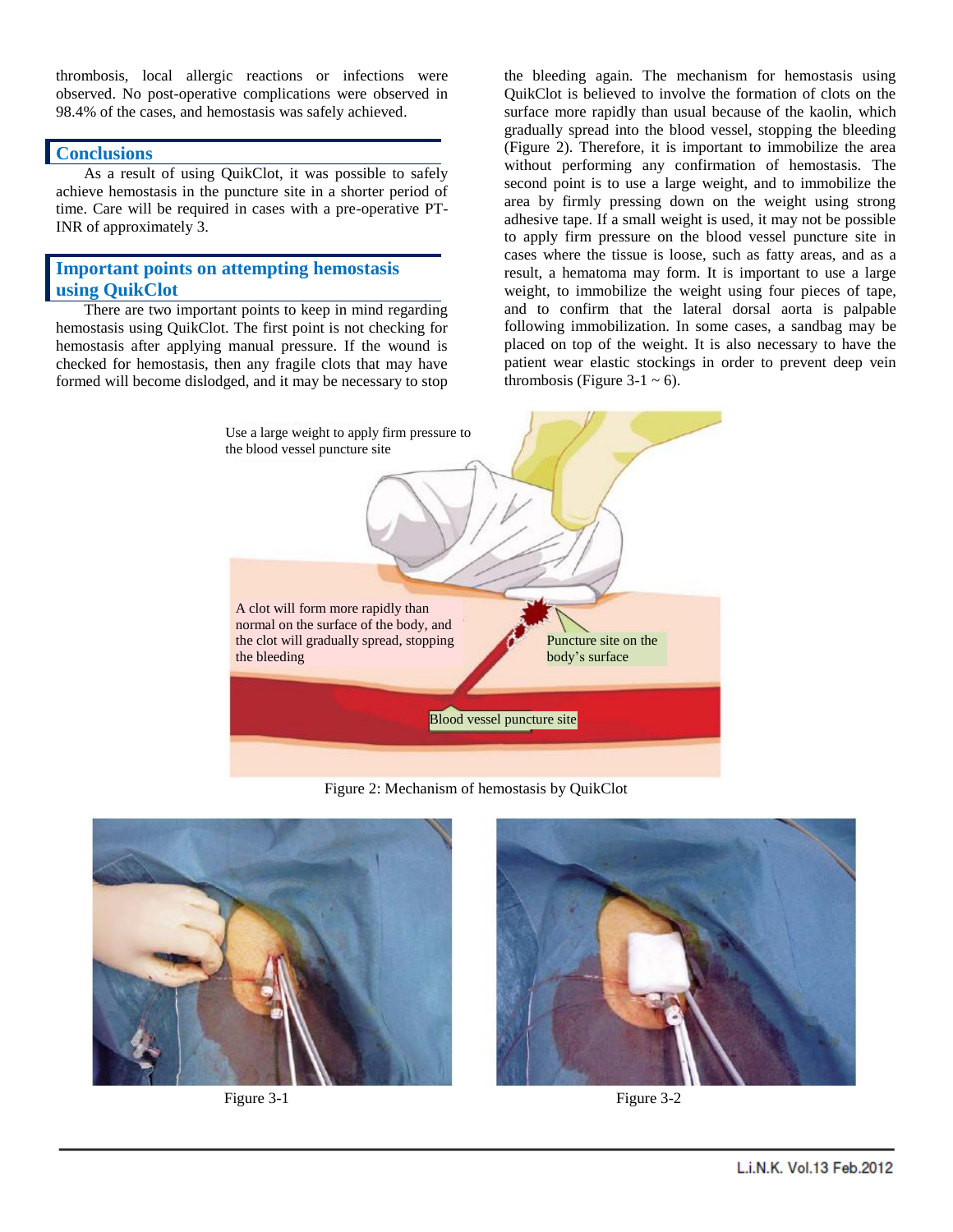thrombosis, local allergic reactions or infections were observed. No post-operative complications were observed in 98.4% of the cases, and hemostasis was safely achieved.

## Conclusions

As a result of using QuikClot, it was possible to safely achieve hemostasis in the puncture site in a shorter period of time. Care will be required in cases with a pre-operative PT-INR of approximately 3.

## Important points on attempting hemostasis using QuikClot

There are two important points to keep in mind regarding hemostasis using QuikClot. The first point is not checking for hemostasis after applying manual pressure. If the wound is checked for hemostasis, then any fragile clots that may have formed will become dislodged, and it may be necessary to stop the bleeding again. The mechanism for hemostasis using QuikClot is believed to involve the formation of clots on the surface more rapidly than usual because of the kaolin, which gradually spread into the blood vessel, stopping the bleeding (Figure 2). Therefore, it is important to immobilize the area without performing any confirmation of hemostasis. The second point is to use a large weight, and to immobilize the area by firmly pressing down on the weight using strong adhesive tape. If a small weight is used, it may not be possible to apply firm pressure on the blood vessel puncture site in cases where the tissue is loose, such as fatty areas, and as a result, a hematoma may form. It is important to use a large weight, to immobilize the weight using four pieces of tape, and to confirm that the lateral dorsal aorta is palpable following immobilization. In some cases, a sandbag may be placed on top of the weight. It is also necessary to have the patient wear elastic stockings in order to prevent deep vein thrombosis (Figure 3-1 ~ 6).

Use a large weight to apply firm pressure to the blood vessel puncture site

A clot will form more rapidly than normal on the surface of the body, and the clot will gradually spread, stopping the bleeding

Puncture site on the body's surface

Blood vessel puncture site

Figure 2: Mechanism of hemostasis by QuikClot

Figure 3-1

Figure 3-2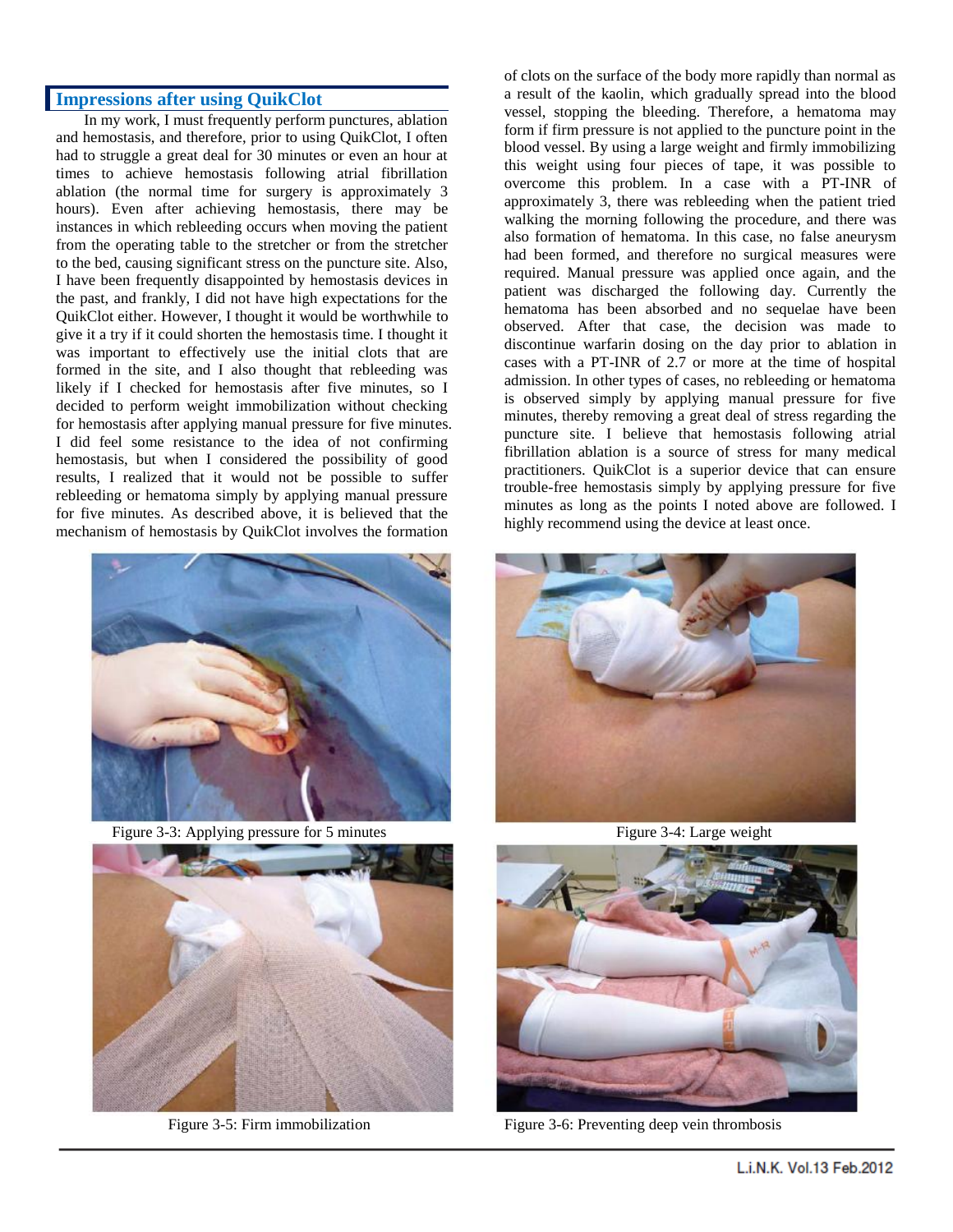## Impressions after using QuikClot

In my work, I must frequently perform punctures, ablation and hemostasis, and therefore, prior to using QuikClot, I often had to struggle a great deal for 30 minutes or even an hour at times to achieve hemostasis following atrial fibrillation ablation (the normal time for surgery is approximately 3 hours). Even after achieving hemostasis, there may be instances in which rebleeding occurs when moving the patient from the operating table to the stretcher or from the stretcher to the bed, causing significant stress on the puncture site. Also, I have been frequently disappointed by hemostasis devices in the past, and frankly, I did not have high expectations for the QuikClot either. However, I thought it would be worthwhile to give it a try if it could shorten the hemostasis time. I thought it was important to effectively use the initial clots that are formed in the site, and I also thought that rebleeding was likely if I checked for hemostasis after five minutes, so I decided to perform weight immobilization without checking for hemostasis after applying manual pressure for five minutes. I did feel some resistance to the idea of not confirming hemostasis, but when I considered the possibility of good results, I realized that it would not be possible to suffer rebleeding or hematoma simply by applying manual pressure for five minutes. As described above, it is believed that the mechanism of hemostasis by QuikClot involves the formation of clots on the surface of the body more rapidly than normal as a result of the kaolin, which gradually spread into the blood vessel, stopping the bleeding. Therefore, a hematoma may form if firm pressure is not applied to the puncture point in the blood vessel. By using a large weight and firmly immobilizing this weight using four pieces of tape, it was possible to overcome this problem. In a case with a PT-INR of approximately 3, there was rebleeding when the patient tried walking the morning following the procedure, and there was also formation of hematoma. In this case, no false aneurysm had been formed, and therefore no surgical measures were required. Manual pressure was applied once again, and the patient was discharged the following day. Currently the hematoma has been absorbed and no sequelae have been observed. After that case, the decision was made to discontinue warfarin dosing on the day prior to ablation in cases with a PT-INR of 2.7 or more at the time of hospital admission. In other types of cases, no rebleeding or hematoma is observed simply by applying manual pressure for five minutes, thereby removing a great deal of stress regarding the puncture site. I believe that hemostasis following atrial fibrillation ablation is a source of stress for many medical practitioners. QuikClot is a superior device that can ensure trouble-free hemostasis simply by applying pressure for five minutes as long as the points I noted above are followed. I highly recommend using the device at least once.

Figure 3-3: Applying pressure for 5 minutes

Figure 3-4: Large weight

Figure 3-5: Firm immobilization

Figure 3-6: Preventing deep vein thrombosis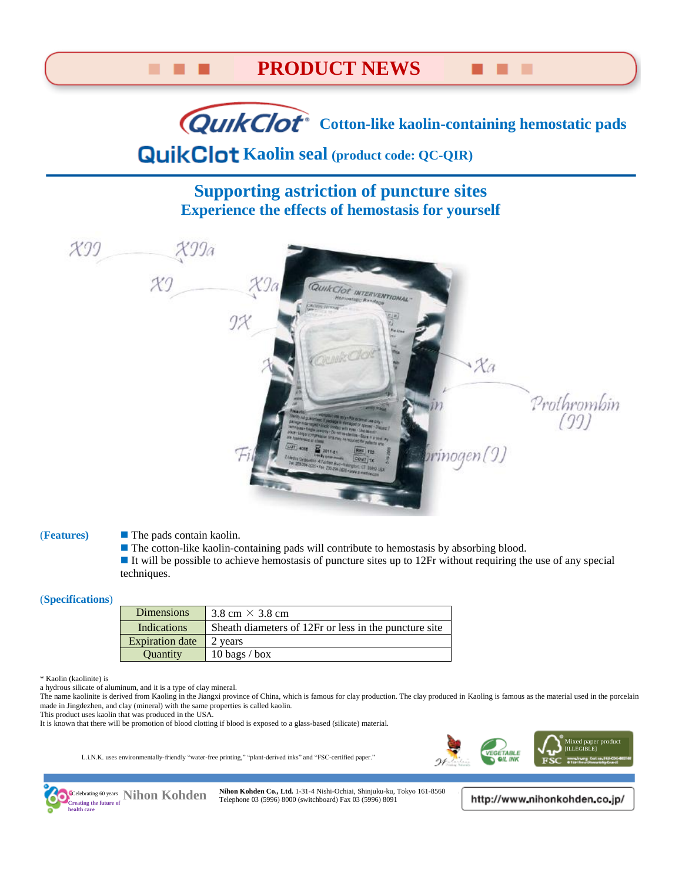# PRODUCT NEWS

## QuikClot® Cotton-like kaolin-containing hemostatic pads

## QuikClot Kaolin seal (product code: QC-QIR)

### Supporting astriction of puncture sites
### Experience the effects of hemostasis for yourself

(Features)

- The pads contain kaolin.
- The cotton-like kaolin-containing pads will contribute to hemostasis by absorbing blood.
- It will be possible to achieve hemostasis of puncture sites up to 12Fr without requiring the use of any special techniques.

(Specifications)

| | |
|---|---|
| Dimensions | 3.8 cm × 3.8 cm |
| Indications | Sheath diameters of 12Fr or less in the puncture site |
| Expiration date | 2 years |
| Quantity | 10 bags / box |

* Kaolin (kaolinite) is
a hydrous silicate of aluminum, and it is a type of clay mineral.
The name kaolinite is derived from Kaoling in the Jiangxi province of China, which is famous for clay production. The clay produced in Kaoling is famous as the material used in the porcelain made in Jingdezhen, and clay (mineral) with the same properties is called kaolin.
This product uses kaolin that was produced in the USA.
It is known that there will be promotion of blood clotting if blood is exposed to a glass-based (silicate) material.

L.i.N.K. uses environmentally-friendly "water-free printing," "plant-derived inks" and "FSC-certified paper."

Mixed paper product

Celebrating 60 years Creating the future of health care **Nihon Kohden**

**Nihon Kohden Co., Ltd.** 1-31-4 Nishi-Ochiai, Shinjuku-ku, Tokyo 161-8560
Telephone 03 (5996) 8000 (switchboard) Fax 03 (5996) 8091

http://www.nihonkohden.co.jp/